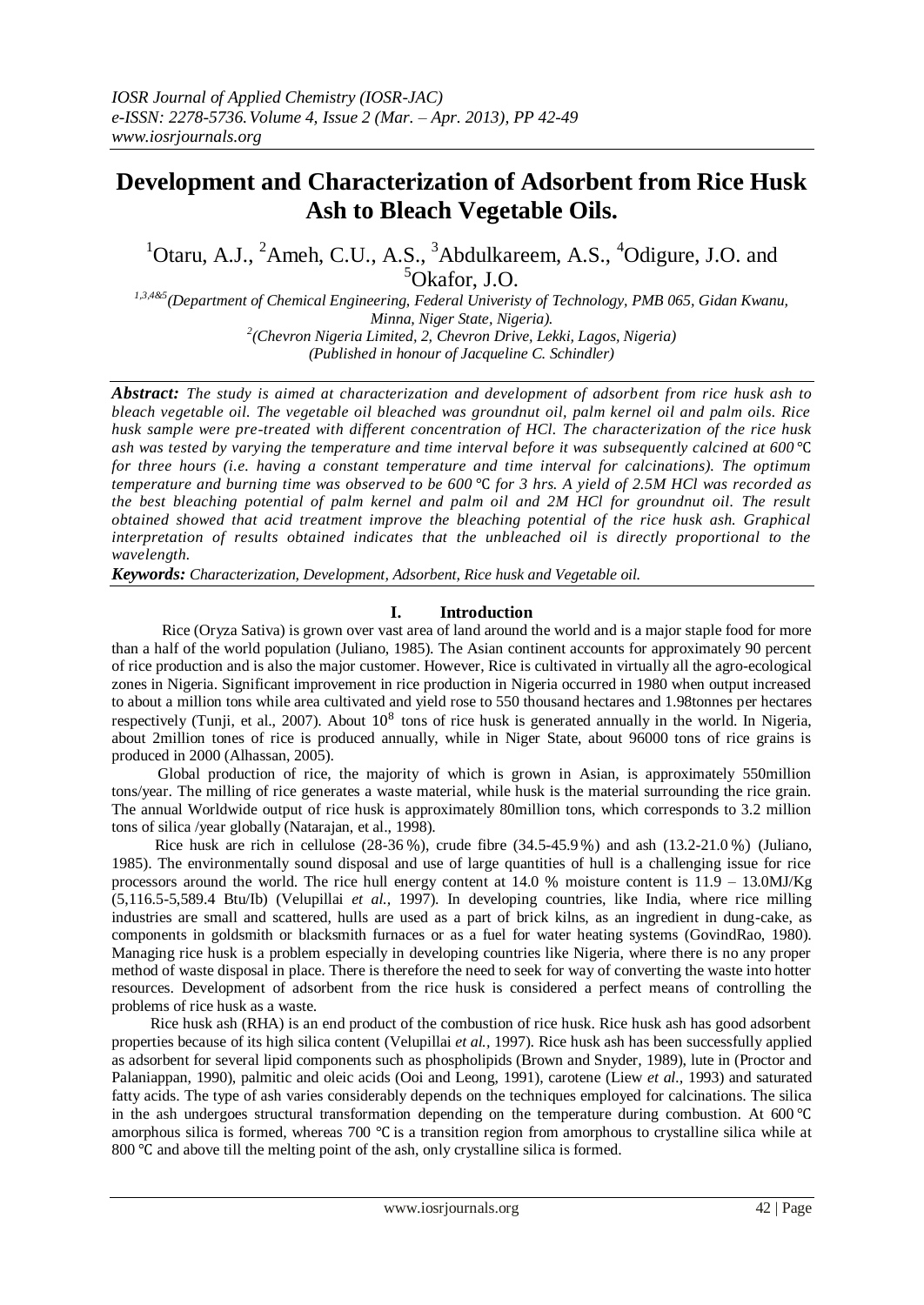*IOSR Journal of Applied Chemistry (IOSR-JAC)*
*e-ISSN: 2278-5736. Volume 4, Issue 2 (Mar. – Apr. 2013), PP 42-49*
*www.iosrjournals.org*

# Development and Characterization of Adsorbent from Rice Husk Ash to Bleach Vegetable Oils.

[1]Otaru, A.J., [2]Ameh, C.U., A.S., [3]Abdulkareem, A.S., [4]Odigure, J.O. and [5]Okafor, J.O.

*[1,3,4&5](Department of Chemical Engineering, Federal Univeristy of Technology, PMB 065, Gidan Kwanu, Minna, Niger State, Nigeria).*
*[2](Chevron Nigeria Limited, 2, Chevron Drive, Lekki, Lagos, Nigeria)*
*(Published in honour of Jacqueline C. Schindler)*

***Abstract:*** *The study is aimed at characterization and development of adsorbent from rice husk ash to bleach vegetable oil. The vegetable oil bleached was groundnut oil, palm kernel oil and palm oils. Rice husk sample were pre-treated with different concentration of HCl. The characterization of the rice husk ash was tested by varying the temperature and time interval before it was subsequently calcined at 600 ℃ for three hours (i.e. having a constant temperature and time interval for calcinations). The optimum temperature and burning time was observed to be 600 ℃ for 3 hrs. A yield of 2.5M HCl was recorded as the best bleaching potential of palm kernel and palm oil and 2M HCl for groundnut oil. The result obtained showed that acid treatment improve the bleaching potential of the rice husk ash. Graphical interpretation of results obtained indicates that the unbleached oil is directly proportional to the wavelength.*

***Keywords:*** *Characterization, Development, Adsorbent, Rice husk and Vegetable oil.*

## I. Introduction

Rice (Oryza Sativa) is grown over vast area of land around the world and is a major staple food for more than a half of the world population (Juliano, 1985). The Asian continent accounts for approximately 90 percent of rice production and is also the major customer. However, Rice is cultivated in virtually all the agro-ecological zones in Nigeria. Significant improvement in rice production in Nigeria occurred in 1980 when output increased to about a million tons while area cultivated and yield rose to 550 thousand hectares and 1.98tonnes per hectares respectively (Tunji, et al., 2007). About $10^8$ tons of rice husk is generated annually in the world. In Nigeria, about 2million tones of rice is produced annually, while in Niger State, about 96000 tons of rice grains is produced in 2000 (Alhassan, 2005).

Global production of rice, the majority of which is grown in Asian, is approximately 550million tons/year. The milling of rice generates a waste material, while husk is the material surrounding the rice grain. The annual Worldwide output of rice husk is approximately 80million tons, which corresponds to 3.2 million tons of silica /year globally (Natarajan, et al., 1998).

Rice husk are rich in cellulose (28-36 %), crude fibre (34.5-45.9 %) and ash (13.2-21.0 %) (Juliano, 1985). The environmentally sound disposal and use of large quantities of hull is a challenging issue for rice processors around the world. The rice hull energy content at 14.0 % moisture content is 11.9 – 13.0MJ/Kg (5,116.5-5,589.4 Btu/Ib) (Velupillai *et al.*, 1997). In developing countries, like India, where rice milling industries are small and scattered, hulls are used as a part of brick kilns, as an ingredient in dung-cake, as components in goldsmith or blacksmith furnaces or as a fuel for water heating systems (GovindRao, 1980). Managing rice husk is a problem especially in developing countries like Nigeria, where there is no any proper method of waste disposal in place. There is therefore the need to seek for way of converting the waste into hotter resources. Development of adsorbent from the rice husk is considered a perfect means of controlling the problems of rice husk as a waste.

Rice husk ash (RHA) is an end product of the combustion of rice husk. Rice husk ash has good adsorbent properties because of its high silica content (Velupillai *et al.*, 1997). Rice husk ash has been successfully applied as adsorbent for several lipid components such as phospholipids (Brown and Snyder, 1989), lute in (Proctor and Palaniappan, 1990), palmitic and oleic acids (Ooi and Leong, 1991), carotene (Liew *et al.*, 1993) and saturated fatty acids. The type of ash varies considerably depends on the techniques employed for calcinations. The silica in the ash undergoes structural transformation depending on the temperature during combustion. At 600 ℃ amorphous silica is formed, whereas 700 ℃ is a transition region from amorphous to crystalline silica while at 800 ℃ and above till the melting point of the ash, only crystalline silica is formed.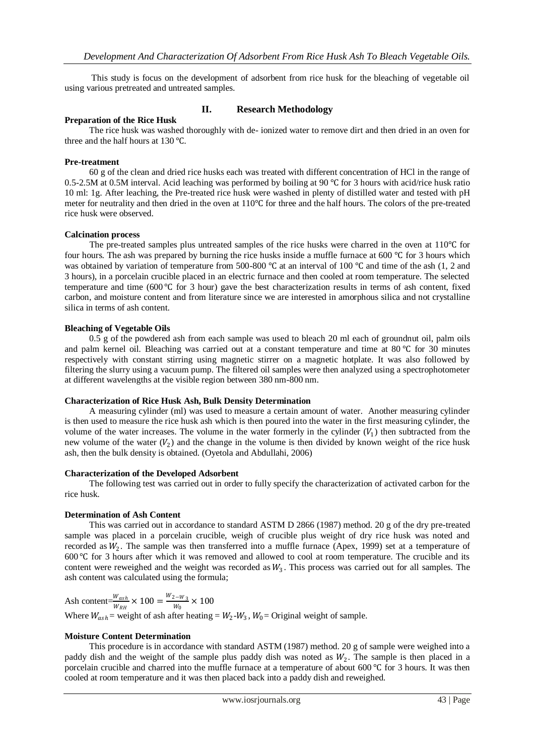This study is focus on the development of adsorbent from rice husk for the bleaching of vegetable oil using various pretreated and untreated samples.

## II. Research Methodology

**Preparation of the Rice Husk**

The rice husk was washed thoroughly with de- ionized water to remove dirt and then dried in an oven for three and the half hours at 130 ℃.

**Pre-treatment**

60 g of the clean and dried rice husks each was treated with different concentration of HCl in the range of 0.5-2.5M at 0.5M interval. Acid leaching was performed by boiling at 90 ℃ for 3 hours with acid/rice husk ratio 10 ml: 1g. After leaching, the Pre-treated rice husk were washed in plenty of distilled water and tested with pH meter for neutrality and then dried in the oven at 110℃ for three and the half hours. The colors of the pre-treated rice husk were observed.

**Calcination process**

The pre-treated samples plus untreated samples of the rice husks were charred in the oven at 110℃ for four hours. The ash was prepared by burning the rice husks inside a muffle furnace at 600 ℃ for 3 hours which was obtained by variation of temperature from 500-800 ℃ at an interval of 100 ℃ and time of the ash (1, 2 and 3 hours), in a porcelain crucible placed in an electric furnace and then cooled at room temperature. The selected temperature and time (600 ℃ for 3 hour) gave the best characterization results in terms of ash content, fixed carbon, and moisture content and from literature since we are interested in amorphous silica and not crystalline silica in terms of ash content.

**Bleaching of Vegetable Oils**

0.5 g of the powdered ash from each sample was used to bleach 20 ml each of groundnut oil, palm oils and palm kernel oil. Bleaching was carried out at a constant temperature and time at 80 ℃ for 30 minutes respectively with constant stirring using magnetic stirrer on a magnetic hotplate. It was also followed by filtering the slurry using a vacuum pump. The filtered oil samples were then analyzed using a spectrophotometer at different wavelengths at the visible region between 380 nm-800 nm.

**Characterization of Rice Husk Ash, Bulk Density Determination**

A measuring cylinder (ml) was used to measure a certain amount of water. Another measuring cylinder is then used to measure the rice husk ash which is then poured into the water in the first measuring cylinder, the volume of the water increases. The volume in the water formerly in the cylinder ($V_1$) then subtracted from the new volume of the water ($V_2$) and the change in the volume is then divided by known weight of the rice husk ash, then the bulk density is obtained. (Oyetola and Abdullahi, 2006)

**Characterization of the Developed Adsorbent**

The following test was carried out in order to fully specify the characterization of activated carbon for the rice husk.

**Determination of Ash Content**

This was carried out in accordance to standard ASTM D 2866 (1987) method. 20 g of the dry pre-treated sample was placed in a porcelain crucible, weigh of crucible plus weight of dry rice husk was noted and recorded as $W_2$. The sample was then transferred into a muffle furnace (Apex, 1999) set at a temperature of 600 ℃ for 3 hours after which it was removed and allowed to cool at room temperature. The crucible and its content were reweighed and the weight was recorded as $W_3$. This process was carried out for all samples. The ash content was calculated using the formula;

$$\text{Ash content} = \frac{W_{ash}}{W_{RH}} \times 100 = \frac{W_{2} - W_{3}}{W_0} \times 100$$

Where $W_{ash}$ = weight of ash after heating = $W_2$-$W_3$, $W_0$ = Original weight of sample.

**Moisture Content Determination**

This procedure is in accordance with standard ASTM (1987) method. 20 g of sample were weighed into a paddy dish and the weight of the sample plus paddy dish was noted as $W_2$. The sample is then placed in a porcelain crucible and charred into the muffle furnace at a temperature of about 600 ℃ for 3 hours. It was then cooled at room temperature and it was then placed back into a paddy dish and reweighed.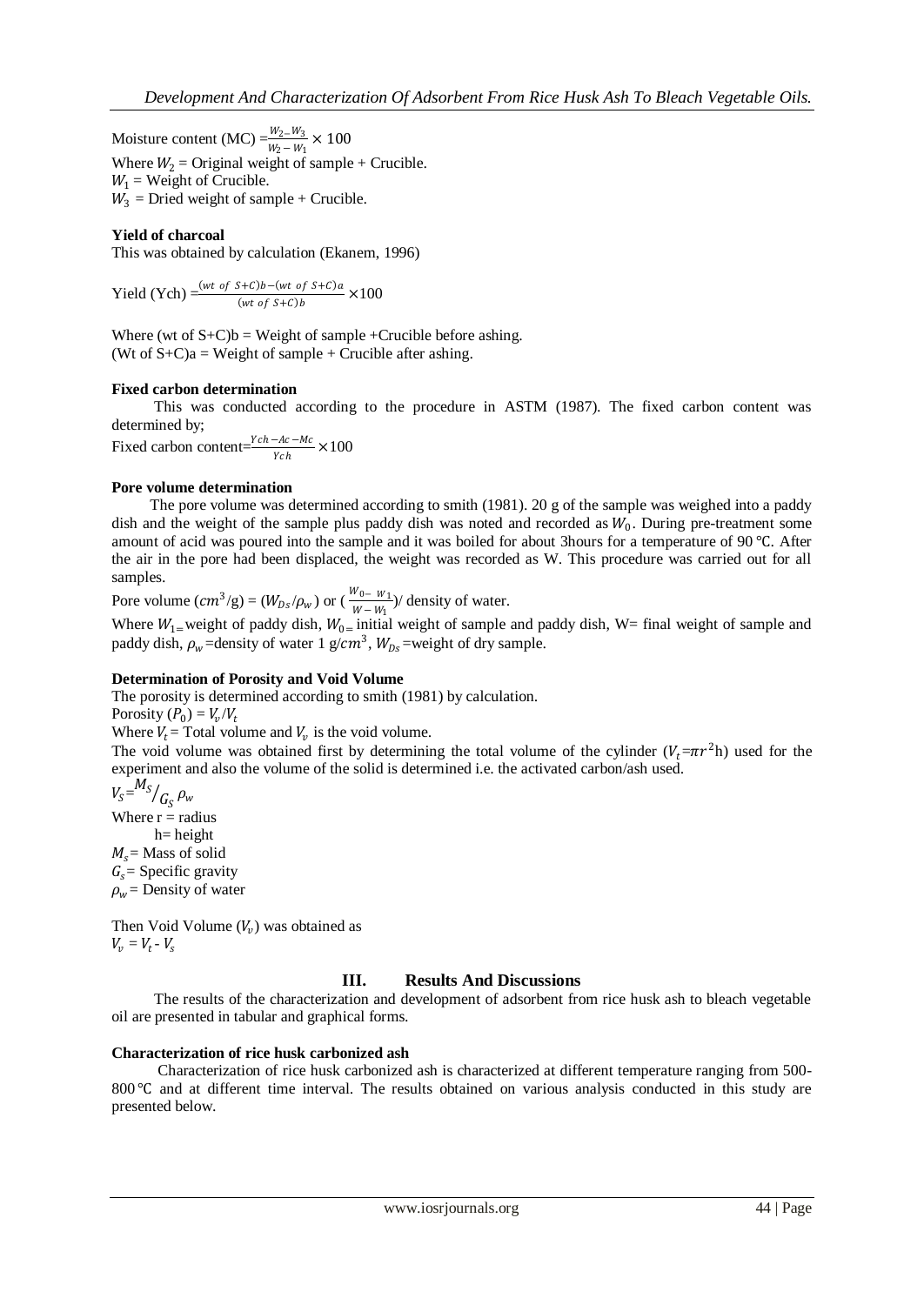Moisture content (MC) $= \frac{W_2 - W_3}{W_2 - W_1} \times 100$

Where $W_2$ = Original weight of sample + Crucible.
$W_1$ = Weight of Crucible.
$W_3$ = Dried weight of sample + Crucible.

**Yield of charcoal**

This was obtained by calculation (Ekanem, 1996)

Yield (Ych) $= \frac{(wt\ of\ S+C)b - (wt\ of\ S+C)a}{(wt\ of\ S+C)b} \times 100$

Where (wt of S+C)b = Weight of sample +Crucible before ashing.
(Wt of S+C)a = Weight of sample + Crucible after ashing.

**Fixed carbon determination**

This was conducted according to the procedure in ASTM (1987). The fixed carbon content was determined by;

Fixed carbon content$= \frac{Ych - Ac - Mc}{Ych} \times 100$

**Pore volume determination**

The pore volume was determined according to smith (1981). 20 g of the sample was weighed into a paddy dish and the weight of the sample plus paddy dish was noted and recorded as $W_0$. During pre-treatment some amount of acid was poured into the sample and it was boiled for about 3hours for a temperature of 90 ℃. After the air in the pore had been displaced, the weight was recorded as W. This procedure was carried out for all samples.

Pore volume ($cm^3$/g) = $(W_{Ds}/\rho_w)$ or $(\frac{W_0 - W_1}{W - W_1})$/ density of water.

Where $W_1$ = weight of paddy dish, $W_0$ = initial weight of sample and paddy dish, W= final weight of sample and paddy dish, $\rho_w$ =density of water 1 g/$cm^3$, $W_{Ds}$ =weight of dry sample.

**Determination of Porosity and Void Volume**

The porosity is determined according to smith (1981) by calculation.

Porosity $(P_0) = V_v/V_t$

Where $V_t$ = Total volume and $V_v$ is the void volume.

The void volume was obtained first by determining the total volume of the cylinder ($V_t = \pi r^2$h) used for the experiment and also the volume of the solid is determined i.e. the activated carbon/ash used.

$V_S = {}^{M_S}/_{G_S}\ \rho_w$

Where r = radius
h= height
$M_s$ = Mass of solid
$G_s$ = Specific gravity
$\rho_w$ = Density of water

Then Void Volume ($V_v$) was obtained as
$V_v = V_t - V_s$

## III. Results And Discussions

The results of the characterization and development of adsorbent from rice husk ash to bleach vegetable oil are presented in tabular and graphical forms.

**Characterization of rice husk carbonized ash**

Characterization of rice husk carbonized ash is characterized at different temperature ranging from 500-800 ℃ and at different time interval. The results obtained on various analysis conducted in this study are presented below.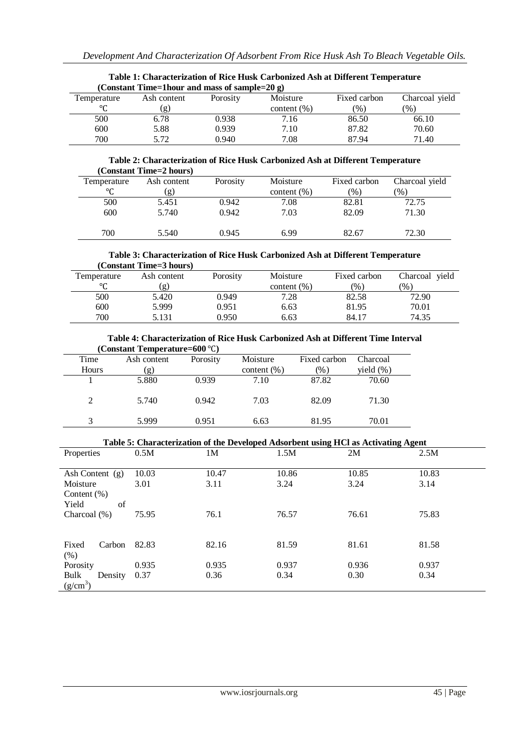**Table 1: Characterization of Rice Husk Carbonized Ash at Different Temperature (Constant Time=1hour and mass of sample=20 g)**

| Temperature ℃ | Ash content (g) | Porosity | Moisture content (%) | Fixed carbon (%) | Charcoal yield (%) |
|---|---|---|---|---|---|
| 500 | 6.78 | 0.938 | 7.16 | 86.50 | 66.10 |
| 600 | 5.88 | 0.939 | 7.10 | 87.82 | 70.60 |
| 700 | 5.72 | 0.940 | 7.08 | 87.94 | 71.40 |

**Table 2: Characterization of Rice Husk Carbonized Ash at Different Temperature (Constant Time=2 hours)**

| Temperature ℃ | Ash content (g) | Porosity | Moisture content (%) | Fixed carbon (%) | Charcoal yield (%) |
|---|---|---|---|---|---|
| 500 | 5.451 | 0.942 | 7.08 | 82.81 | 72.75 |
| 600 | 5.740 | 0.942 | 7.03 | 82.09 | 71.30 |
| 700 | 5.540 | 0.945 | 6.99 | 82.67 | 72.30 |

**Table 3: Characterization of Rice Husk Carbonized Ash at Different Temperature (Constant Time=3 hours)**

| Temperature ℃ | Ash content (g) | Porosity | Moisture content (%) | Fixed carbon (%) | Charcoal yield (%) |
|---|---|---|---|---|---|
| 500 | 5.420 | 0.949 | 7.28 | 82.58 | 72.90 |
| 600 | 5.999 | 0.951 | 6.63 | 81.95 | 70.01 |
| 700 | 5.131 | 0.950 | 6.63 | 84.17 | 74.35 |

**Table 4: Characterization of Rice Husk Carbonized Ash at Different Time Interval (Constant Temperature=600 ℃)**

| Time Hours | Ash content (g) | Porosity | Moisture content (%) | Fixed carbon (%) | Charcoal yield (%) |
|---|---|---|---|---|---|
| 1 | 5.880 | 0.939 | 7.10 | 87.82 | 70.60 |
| 2 | 5.740 | 0.942 | 7.03 | 82.09 | 71.30 |
| 3 | 5.999 | 0.951 | 6.63 | 81.95 | 70.01 |

**Table 5: Characterization of the Developed Adsorbent using HCl as Activating Agent**

| Properties | 0.5M | 1M | 1.5M | 2M | 2.5M |
|---|---|---|---|---|---|
| Ash Content (g) | 10.03 | 10.47 | 10.86 | 10.85 | 10.83 |
| Moisture Content (%) | 3.01 | 3.11 | 3.24 | 3.24 | 3.14 |
| Yield of Charcoal (%) | 75.95 | 76.1 | 76.57 | 76.61 | 75.83 |
| Fixed Carbon (%) | 82.83 | 82.16 | 81.59 | 81.61 | 81.58 |
| Porosity | 0.935 | 0.935 | 0.937 | 0.936 | 0.937 |
| Bulk Density ($g/cm^3$) | 0.37 | 0.36 | 0.34 | 0.30 | 0.34 |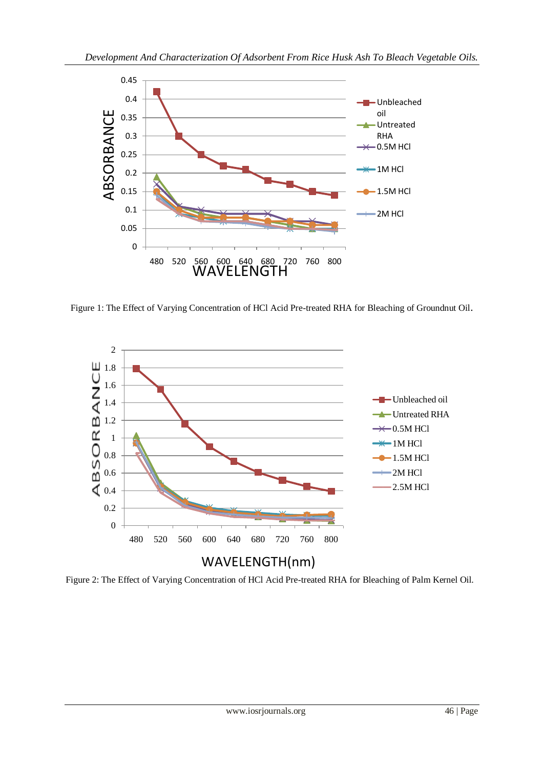Figure 1: The Effect of Varying Concentration of HCl Acid Pre-treated RHA for Bleaching of Groundnut Oil.

Figure 2: The Effect of Varying Concentration of HCl Acid Pre-treated RHA for Bleaching of Palm Kernel Oil.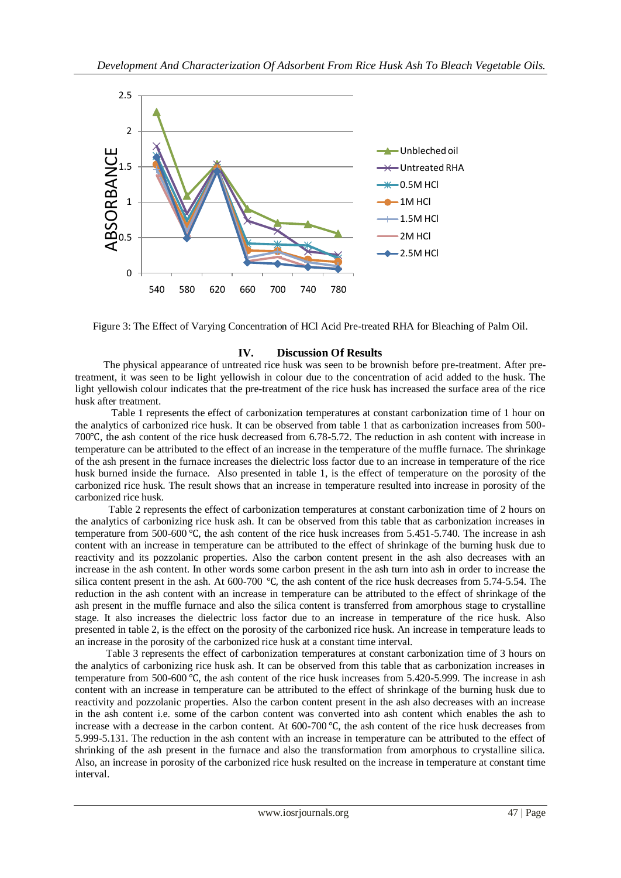Figure 3: The Effect of Varying Concentration of HCl Acid Pre-treated RHA for Bleaching of Palm Oil.

## IV. Discussion Of Results

The physical appearance of untreated rice husk was seen to be brownish before pre-treatment. After pre-treatment, it was seen to be light yellowish in colour due to the concentration of acid added to the husk. The light yellowish colour indicates that the pre-treatment of the rice husk has increased the surface area of the rice husk after treatment.

Table 1 represents the effect of carbonization temperatures at constant carbonization time of 1 hour on the analytics of carbonized rice husk. It can be observed from table 1 that as carbonization increases from 500-700℃, the ash content of the rice husk decreased from 6.78-5.72. The reduction in ash content with increase in temperature can be attributed to the effect of an increase in the temperature of the muffle furnace. The shrinkage of the ash present in the furnace increases the dielectric loss factor due to an increase in temperature of the rice husk burned inside the furnace. Also presented in table 1, is the effect of temperature on the porosity of the carbonized rice husk. The result shows that an increase in temperature resulted into increase in porosity of the carbonized rice husk.

Table 2 represents the effect of carbonization temperatures at constant carbonization time of 2 hours on the analytics of carbonizing rice husk ash. It can be observed from this table that as carbonization increases in temperature from 500-600 ℃, the ash content of the rice husk increases from 5.451-5.740. The increase in ash content with an increase in temperature can be attributed to the effect of shrinkage of the burning husk due to reactivity and its pozzolanic properties. Also the carbon content present in the ash also decreases with an increase in the ash content. In other words some carbon present in the ash turn into ash in order to increase the silica content present in the ash. At 600-700 ℃, the ash content of the rice husk decreases from 5.74-5.54. The reduction in the ash content with an increase in temperature can be attributed to the effect of shrinkage of the ash present in the muffle furnace and also the silica content is transferred from amorphous stage to crystalline stage. It also increases the dielectric loss factor due to an increase in temperature of the rice husk. Also presented in table 2, is the effect on the porosity of the carbonized rice husk. An increase in temperature leads to an increase in the porosity of the carbonized rice husk at a constant time interval.

Table 3 represents the effect of carbonization temperatures at constant carbonization time of 3 hours on the analytics of carbonizing rice husk ash. It can be observed from this table that as carbonization increases in temperature from 500-600 ℃, the ash content of the rice husk increases from 5.420-5.999. The increase in ash content with an increase in temperature can be attributed to the effect of shrinkage of the burning husk due to reactivity and pozzolanic properties. Also the carbon content present in the ash also decreases with an increase in the ash content i.e. some of the carbon content was converted into ash content which enables the ash to increase with a decrease in the carbon content. At 600-700 ℃, the ash content of the rice husk decreases from 5.999-5.131. The reduction in the ash content with an increase in temperature can be attributed to the effect of shrinking of the ash present in the furnace and also the transformation from amorphous to crystalline silica. Also, an increase in porosity of the carbonized rice husk resulted on the increase in temperature at constant time interval.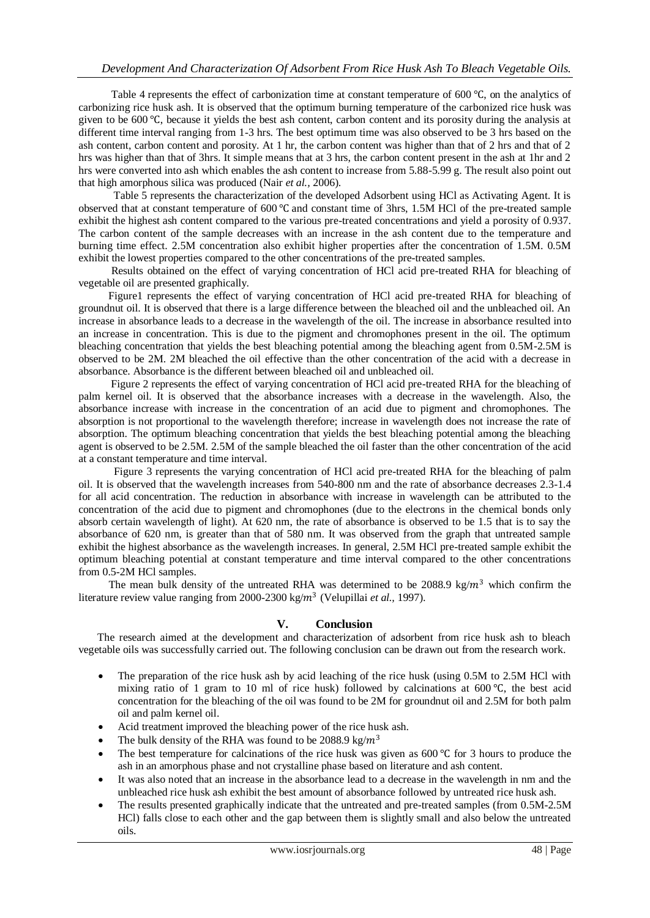Table 4 represents the effect of carbonization time at constant temperature of 600 ℃, on the analytics of carbonizing rice husk ash. It is observed that the optimum burning temperature of the carbonized rice husk was given to be 600 ℃, because it yields the best ash content, carbon content and its porosity during the analysis at different time interval ranging from 1-3 hrs. The best optimum time was also observed to be 3 hrs based on the ash content, carbon content and porosity. At 1 hr, the carbon content was higher than that of 2 hrs and that of 2 hrs was higher than that of 3hrs. It simple means that at 3 hrs, the carbon content present in the ash at 1hr and 2 hrs were converted into ash which enables the ash content to increase from 5.88-5.99 g. The result also point out that high amorphous silica was produced (Nair *et al.*, 2006).

Table 5 represents the characterization of the developed Adsorbent using HCl as Activating Agent. It is observed that at constant temperature of 600 ℃ and constant time of 3hrs, 1.5M HCl of the pre-treated sample exhibit the highest ash content compared to the various pre-treated concentrations and yield a porosity of 0.937. The carbon content of the sample decreases with an increase in the ash content due to the temperature and burning time effect. 2.5M concentration also exhibit higher properties after the concentration of 1.5M. 0.5M exhibit the lowest properties compared to the other concentrations of the pre-treated samples.

Results obtained on the effect of varying concentration of HCl acid pre-treated RHA for bleaching of vegetable oil are presented graphically.

Figure1 represents the effect of varying concentration of HCl acid pre-treated RHA for bleaching of groundnut oil. It is observed that there is a large difference between the bleached oil and the unbleached oil. An increase in absorbance leads to a decrease in the wavelength of the oil. The increase in absorbance resulted into an increase in concentration. This is due to the pigment and chromophones present in the oil. The optimum bleaching concentration that yields the best bleaching potential among the bleaching agent from 0.5M-2.5M is observed to be 2M. 2M bleached the oil effective than the other concentration of the acid with a decrease in absorbance. Absorbance is the different between bleached oil and unbleached oil.

Figure 2 represents the effect of varying concentration of HCl acid pre-treated RHA for the bleaching of palm kernel oil. It is observed that the absorbance increases with a decrease in the wavelength. Also, the absorbance increase with increase in the concentration of an acid due to pigment and chromophones. The absorption is not proportional to the wavelength therefore; increase in wavelength does not increase the rate of absorption. The optimum bleaching concentration that yields the best bleaching potential among the bleaching agent is observed to be 2.5M. 2.5M of the sample bleached the oil faster than the other concentration of the acid at a constant temperature and time interval.

Figure 3 represents the varying concentration of HCl acid pre-treated RHA for the bleaching of palm oil. It is observed that the wavelength increases from 540-800 nm and the rate of absorbance decreases 2.3-1.4 for all acid concentration. The reduction in absorbance with increase in wavelength can be attributed to the concentration of the acid due to pigment and chromophones (due to the electrons in the chemical bonds only absorb certain wavelength of light). At 620 nm, the rate of absorbance is observed to be 1.5 that is to say the absorbance of 620 nm, is greater than that of 580 nm. It was observed from the graph that untreated sample exhibit the highest absorbance as the wavelength increases. In general, 2.5M HCl pre-treated sample exhibit the optimum bleaching potential at constant temperature and time interval compared to the other concentrations from 0.5-2M HCl samples.

The mean bulk density of the untreated RHA was determined to be 2088.9 kg/$m^3$ which confirm the literature review value ranging from 2000-2300 kg/$m^3$ (Velupillai *et al.*, 1997).

## V. Conclusion

The research aimed at the development and characterization of adsorbent from rice husk ash to bleach vegetable oils was successfully carried out. The following conclusion can be drawn out from the research work.

- The preparation of the rice husk ash by acid leaching of the rice husk (using 0.5M to 2.5M HCl with mixing ratio of 1 gram to 10 ml of rice husk) followed by calcinations at 600 ℃, the best acid concentration for the bleaching of the oil was found to be 2M for groundnut oil and 2.5M for both palm oil and palm kernel oil.
- Acid treatment improved the bleaching power of the rice husk ash.
- The bulk density of the RHA was found to be 2088.9 kg/$m^3$
- The best temperature for calcinations of the rice husk was given as 600 ℃ for 3 hours to produce the ash in an amorphous phase and not crystalline phase based on literature and ash content.
- It was also noted that an increase in the absorbance lead to a decrease in the wavelength in nm and the unbleached rice husk ash exhibit the best amount of absorbance followed by untreated rice husk ash.
- The results presented graphically indicate that the untreated and pre-treated samples (from 0.5M-2.5M HCl) falls close to each other and the gap between them is slightly small and also below the untreated oils.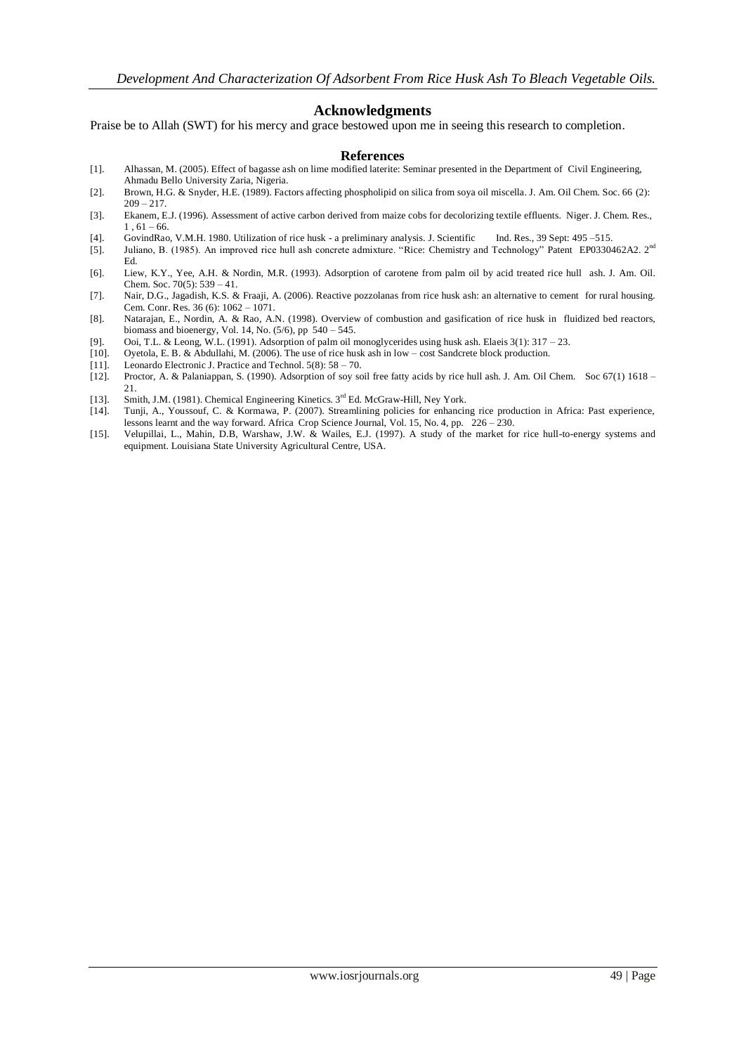## Acknowledgments

Praise be to Allah (SWT) for his mercy and grace bestowed upon me in seeing this research to completion.

## References

[1]. Alhassan, M. (2005). Effect of bagasse ash on lime modified laterite: Seminar presented in the Department of Civil Engineering, Ahmadu Bello University Zaria, Nigeria.

[2]. Brown, H.G. & Snyder, H.E. (1989). Factors affecting phospholipid on silica from soya oil miscella. J. Am. Oil Chem. Soc. 66 (2): 209 – 217.

[3]. Ekanem, E.J. (1996). Assessment of active carbon derived from maize cobs for decolorizing textile effluents. Niger. J. Chem. Res., 1 , 61 – 66.

[4]. GovindRao, V.M.H. 1980. Utilization of rice husk - a preliminary analysis. J. Scientific Ind. Res., 39 Sept: 495 –515.

[5]. Juliano, B. (1985). An improved rice hull ash concrete admixture. "Rice: Chemistry and Technology" Patent EP0330462A2. 2nd Ed.

[6]. Liew, K.Y., Yee, A.H. & Nordin, M.R. (1993). Adsorption of carotene from palm oil by acid treated rice hull ash. J. Am. Oil. Chem. Soc. 70(5): 539 – 41.

[7]. Nair, D.G., Jagadish, K.S. & Fraaji, A. (2006). Reactive pozzolanas from rice husk ash: an alternative to cement for rural housing. Cem. Conr. Res. 36 (6): 1062 – 1071.

[8]. Natarajan, E., Nordin, A. & Rao, A.N. (1998). Overview of combustion and gasification of rice husk in fluidized bed reactors, biomass and bioenergy, Vol. 14, No. (5/6), pp 540 – 545.

[9]. Ooi, T.L. & Leong, W.L. (1991). Adsorption of palm oil monoglycerides using husk ash. Elaeis 3(1): 317 – 23.

[10]. Oyetola, E. B. & Abdullahi, M. (2006). The use of rice husk ash in low – cost Sandcrete block production.

[11]. Leonardo Electronic J. Practice and Technol. 5(8): 58 – 70.

[12]. Proctor, A. & Palaniappan, S. (1990). Adsorption of soy soil free fatty acids by rice hull ash. J. Am. Oil Chem. Soc 67(1) 1618 – 21.

[13]. Smith, J.M. (1981). Chemical Engineering Kinetics. 3rd Ed. McGraw-Hill, Ney York.

[14]. Tunji, A., Youssouf, C. & Kormawa, P. (2007). Streamlining policies for enhancing rice production in Africa: Past experience, lessons learnt and the way forward. Africa Crop Science Journal, Vol. 15, No. 4, pp. 226 – 230.

[15]. Velupillai, L., Mahin, D.B, Warshaw, J.W. & Wailes, E.J. (1997). A study of the market for rice hull-to-energy systems and equipment. Louisiana State University Agricultural Centre, USA.